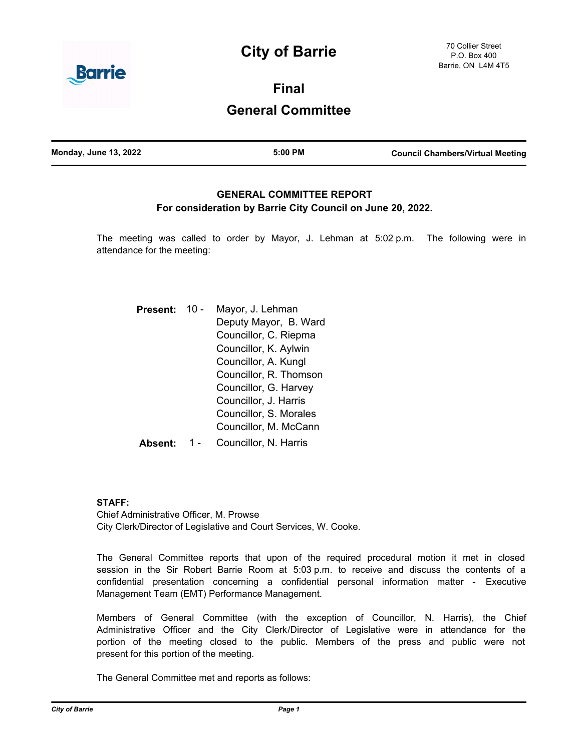# City of Barrie

70 Collier Street
P.O. Box 400
Barrie, ON L4M 4T5

## Final

## General Committee

**Monday, June 13, 2022** | **5:00 PM** | **Council Chambers/Virtual Meeting**

### GENERAL COMMITTEE REPORT
### For consideration by Barrie City Council on June 20, 2022.

The meeting was called to order by Mayor, J. Lehman at 5:02 p.m. The following were in attendance for the meeting:

**Present:** 10 -
Mayor, J. Lehman
Deputy Mayor, B. Ward
Councillor, C. Riepma
Councillor, K. Aylwin
Councillor, A. Kungl
Councillor, R. Thomson
Councillor, G. Harvey
Councillor, J. Harris
Councillor, S. Morales
Councillor, M. McCann

**Absent:** 1 - Councillor, N. Harris

**STAFF:**
Chief Administrative Officer, M. Prowse
City Clerk/Director of Legislative and Court Services, W. Cooke.

The General Committee reports that upon of the required procedural motion it met in closed session in the Sir Robert Barrie Room at 5:03 p.m. to receive and discuss the contents of a confidential presentation concerning a confidential personal information matter - Executive Management Team (EMT) Performance Management.

Members of General Committee (with the exception of Councillor, N. Harris), the Chief Administrative Officer and the City Clerk/Director of Legislative were in attendance for the portion of the meeting closed to the public. Members of the press and public were not present for this portion of the meeting.

The General Committee met and reports as follows: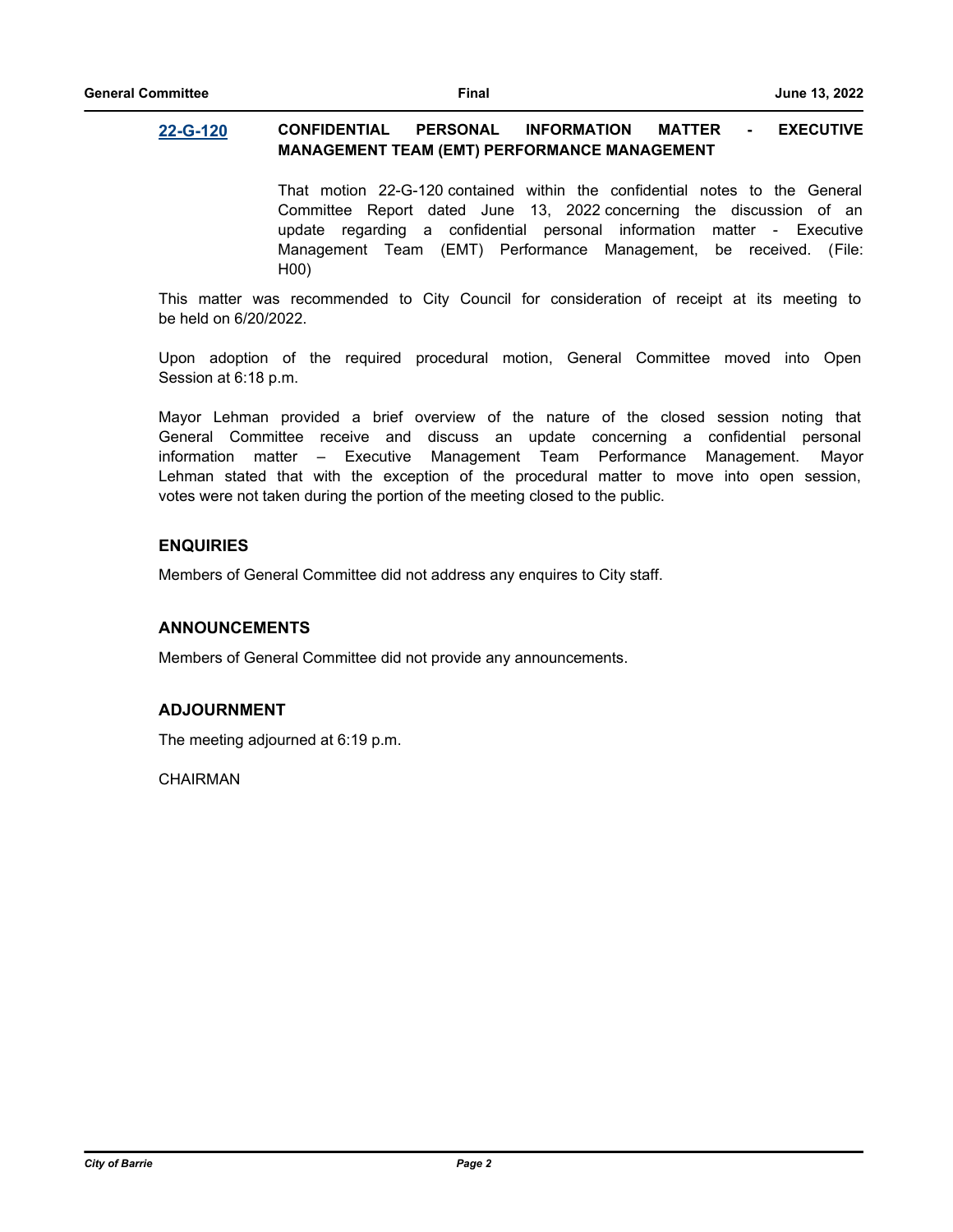**22-G-120** **CONFIDENTIAL PERSONAL INFORMATION MATTER - EXECUTIVE MANAGEMENT TEAM (EMT) PERFORMANCE MANAGEMENT**

That motion 22-G-120 contained within the confidential notes to the General Committee Report dated June 13, 2022 concerning the discussion of an update regarding a confidential personal information matter - Executive Management Team (EMT) Performance Management, be received. (File: H00)

This matter was recommended to City Council for consideration of receipt at its meeting to be held on 6/20/2022.

Upon adoption of the required procedural motion, General Committee moved into Open Session at 6:18 p.m.

Mayor Lehman provided a brief overview of the nature of the closed session noting that General Committee receive and discuss an update concerning a confidential personal information matter – Executive Management Team Performance Management. Mayor Lehman stated that with the exception of the procedural matter to move into open session, votes were not taken during the portion of the meeting closed to the public.

## ENQUIRIES

Members of General Committee did not address any enquires to City staff.

## ANNOUNCEMENTS

Members of General Committee did not provide any announcements.

## ADJOURNMENT

The meeting adjourned at 6:19 p.m.

CHAIRMAN